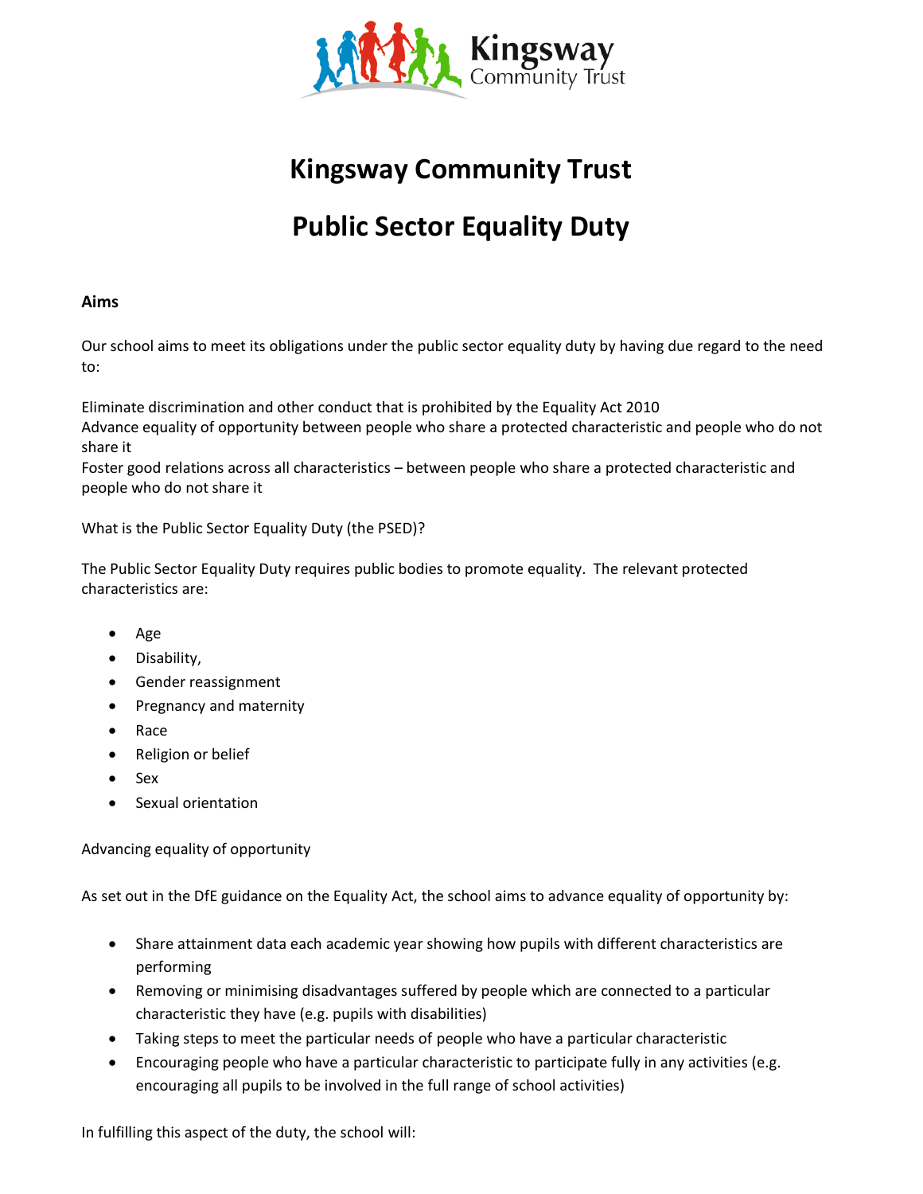# Kingsway Community Trust

# Public Sector Equality Duty

**Aims**

Our school aims to meet its obligations under the public sector equality duty by having due regard to the need to:

Eliminate discrimination and other conduct that is prohibited by the Equality Act 2010
Advance equality of opportunity between people who share a protected characteristic and people who do not share it
Foster good relations across all characteristics – between people who share a protected characteristic and people who do not share it

What is the Public Sector Equality Duty (the PSED)?

The Public Sector Equality Duty requires public bodies to promote equality. The relevant protected characteristics are:

- Age
- Disability,
- Gender reassignment
- Pregnancy and maternity
- Race
- Religion or belief
- Sex
- Sexual orientation

Advancing equality of opportunity

As set out in the DfE guidance on the Equality Act, the school aims to advance equality of opportunity by:

- Share attainment data each academic year showing how pupils with different characteristics are performing
- Removing or minimising disadvantages suffered by people which are connected to a particular characteristic they have (e.g. pupils with disabilities)
- Taking steps to meet the particular needs of people who have a particular characteristic
- Encouraging people who have a particular characteristic to participate fully in any activities (e.g. encouraging all pupils to be involved in the full range of school activities)

In fulfilling this aspect of the duty, the school will: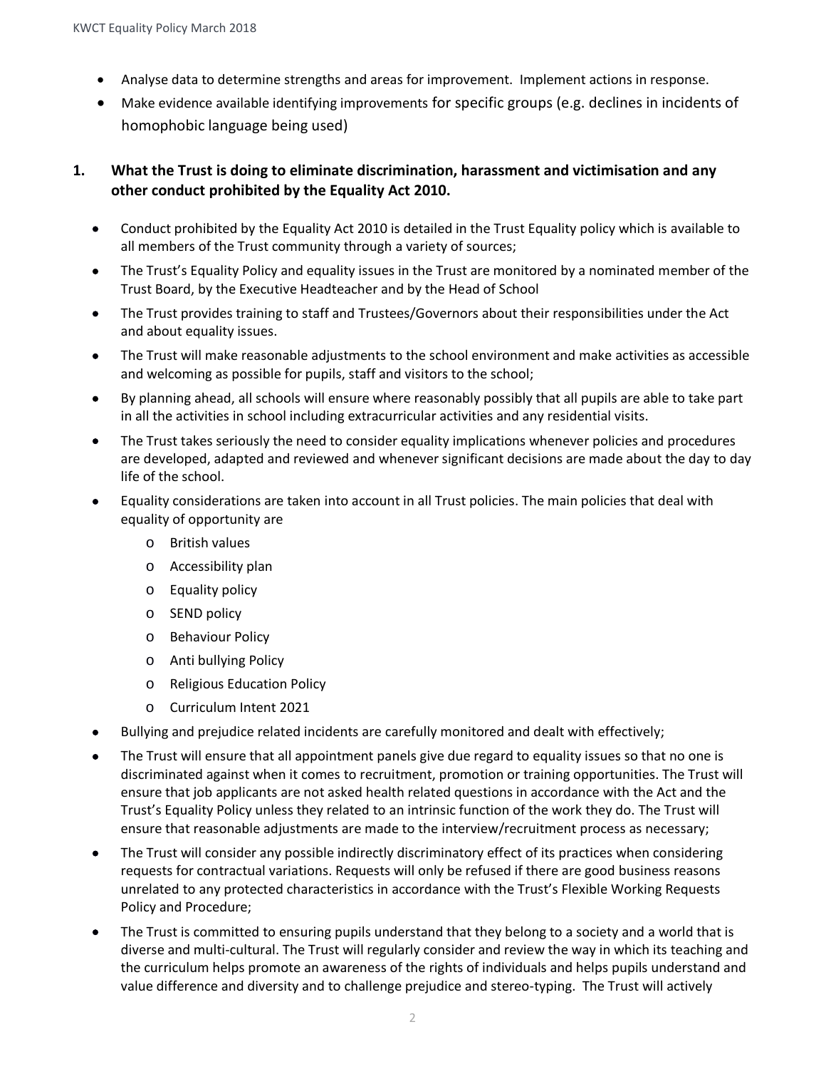- Analyse data to determine strengths and areas for improvement. Implement actions in response.
- Make evidence available identifying improvements for specific groups (e.g. declines in incidents of homophobic language being used)

## 1. What the Trust is doing to eliminate discrimination, harassment and victimisation and any other conduct prohibited by the Equality Act 2010.

- Conduct prohibited by the Equality Act 2010 is detailed in the Trust Equality policy which is available to all members of the Trust community through a variety of sources;
- The Trust's Equality Policy and equality issues in the Trust are monitored by a nominated member of the Trust Board, by the Executive Headteacher and by the Head of School
- The Trust provides training to staff and Trustees/Governors about their responsibilities under the Act and about equality issues.
- The Trust will make reasonable adjustments to the school environment and make activities as accessible and welcoming as possible for pupils, staff and visitors to the school;
- By planning ahead, all schools will ensure where reasonably possibly that all pupils are able to take part in all the activities in school including extracurricular activities and any residential visits.
- The Trust takes seriously the need to consider equality implications whenever policies and procedures are developed, adapted and reviewed and whenever significant decisions are made about the day to day life of the school.
- Equality considerations are taken into account in all Trust policies. The main policies that deal with equality of opportunity are
  - British values
  - Accessibility plan
  - Equality policy
  - SEND policy
  - Behaviour Policy
  - Anti bullying Policy
  - Religious Education Policy
  - Curriculum Intent 2021
- Bullying and prejudice related incidents are carefully monitored and dealt with effectively;
- The Trust will ensure that all appointment panels give due regard to equality issues so that no one is discriminated against when it comes to recruitment, promotion or training opportunities. The Trust will ensure that job applicants are not asked health related questions in accordance with the Act and the Trust's Equality Policy unless they related to an intrinsic function of the work they do. The Trust will ensure that reasonable adjustments are made to the interview/recruitment process as necessary;
- The Trust will consider any possible indirectly discriminatory effect of its practices when considering requests for contractual variations. Requests will only be refused if there are good business reasons unrelated to any protected characteristics in accordance with the Trust's Flexible Working Requests Policy and Procedure;
- The Trust is committed to ensuring pupils understand that they belong to a society and a world that is diverse and multi-cultural. The Trust will regularly consider and review the way in which its teaching and the curriculum helps promote an awareness of the rights of individuals and helps pupils understand and value difference and diversity and to challenge prejudice and stereo-typing. The Trust will actively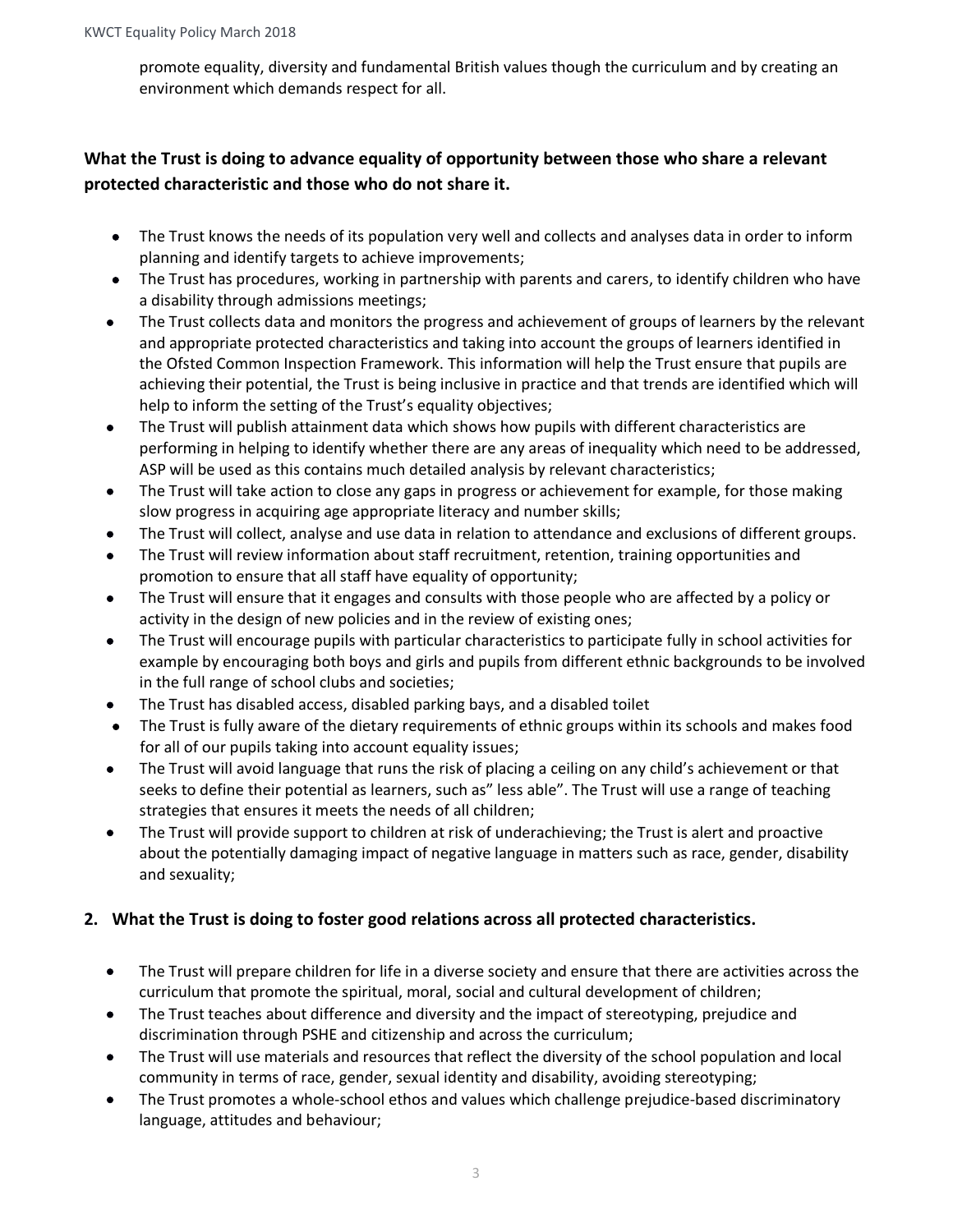promote equality, diversity and fundamental British values though the curriculum and by creating an environment which demands respect for all.

**What the Trust is doing to advance equality of opportunity between those who share a relevant protected characteristic and those who do not share it.**

- The Trust knows the needs of its population very well and collects and analyses data in order to inform planning and identify targets to achieve improvements;
- The Trust has procedures, working in partnership with parents and carers, to identify children who have a disability through admissions meetings;
- The Trust collects data and monitors the progress and achievement of groups of learners by the relevant and appropriate protected characteristics and taking into account the groups of learners identified in the Ofsted Common Inspection Framework. This information will help the Trust ensure that pupils are achieving their potential, the Trust is being inclusive in practice and that trends are identified which will help to inform the setting of the Trust's equality objectives;
- The Trust will publish attainment data which shows how pupils with different characteristics are performing in helping to identify whether there are any areas of inequality which need to be addressed, ASP will be used as this contains much detailed analysis by relevant characteristics;
- The Trust will take action to close any gaps in progress or achievement for example, for those making slow progress in acquiring age appropriate literacy and number skills;
- The Trust will collect, analyse and use data in relation to attendance and exclusions of different groups.
- The Trust will review information about staff recruitment, retention, training opportunities and promotion to ensure that all staff have equality of opportunity;
- The Trust will ensure that it engages and consults with those people who are affected by a policy or activity in the design of new policies and in the review of existing ones;
- The Trust will encourage pupils with particular characteristics to participate fully in school activities for example by encouraging both boys and girls and pupils from different ethnic backgrounds to be involved in the full range of school clubs and societies;
- The Trust has disabled access, disabled parking bays, and a disabled toilet
- The Trust is fully aware of the dietary requirements of ethnic groups within its schools and makes food for all of our pupils taking into account equality issues;
- The Trust will avoid language that runs the risk of placing a ceiling on any child's achievement or that seeks to define their potential as learners, such as" less able". The Trust will use a range of teaching strategies that ensures it meets the needs of all children;
- The Trust will provide support to children at risk of underachieving; the Trust is alert and proactive about the potentially damaging impact of negative language in matters such as race, gender, disability and sexuality;

**2. What the Trust is doing to foster good relations across all protected characteristics.**

- The Trust will prepare children for life in a diverse society and ensure that there are activities across the curriculum that promote the spiritual, moral, social and cultural development of children;
- The Trust teaches about difference and diversity and the impact of stereotyping, prejudice and discrimination through PSHE and citizenship and across the curriculum;
- The Trust will use materials and resources that reflect the diversity of the school population and local community in terms of race, gender, sexual identity and disability, avoiding stereotyping;
- The Trust promotes a whole-school ethos and values which challenge prejudice-based discriminatory language, attitudes and behaviour;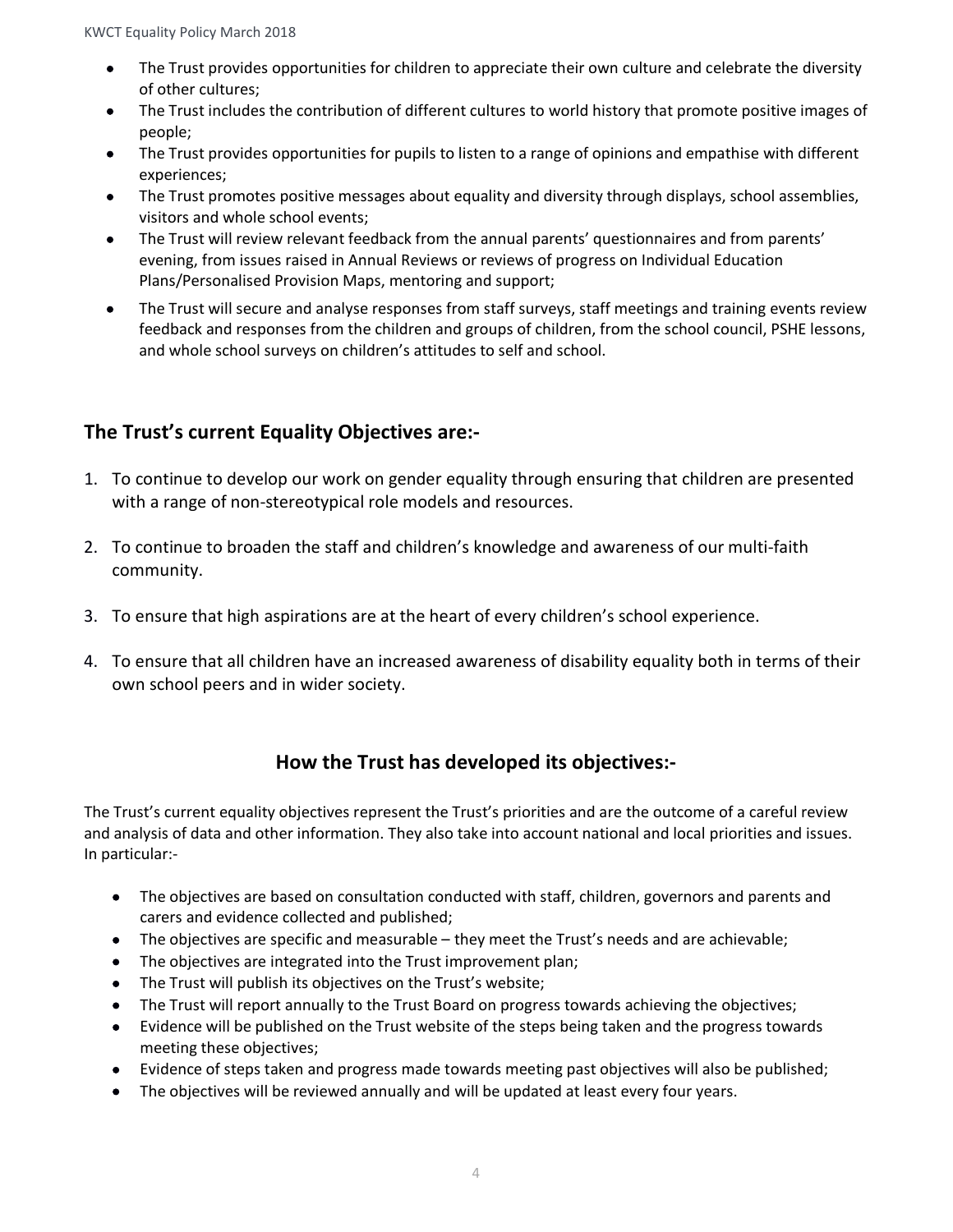- The Trust provides opportunities for children to appreciate their own culture and celebrate the diversity of other cultures;
- The Trust includes the contribution of different cultures to world history that promote positive images of people;
- The Trust provides opportunities for pupils to listen to a range of opinions and empathise with different experiences;
- The Trust promotes positive messages about equality and diversity through displays, school assemblies, visitors and whole school events;
- The Trust will review relevant feedback from the annual parents' questionnaires and from parents' evening, from issues raised in Annual Reviews or reviews of progress on Individual Education Plans/Personalised Provision Maps, mentoring and support;
- The Trust will secure and analyse responses from staff surveys, staff meetings and training events review feedback and responses from the children and groups of children, from the school council, PSHE lessons, and whole school surveys on children's attitudes to self and school.

## The Trust's current Equality Objectives are:-

1. To continue to develop our work on gender equality through ensuring that children are presented with a range of non-stereotypical role models and resources.
2. To continue to broaden the staff and children's knowledge and awareness of our multi-faith community.
3. To ensure that high aspirations are at the heart of every children's school experience.
4. To ensure that all children have an increased awareness of disability equality both in terms of their own school peers and in wider society.

## How the Trust has developed its objectives:-

The Trust's current equality objectives represent the Trust's priorities and are the outcome of a careful review and analysis of data and other information. They also take into account national and local priorities and issues. In particular:-

- The objectives are based on consultation conducted with staff, children, governors and parents and carers and evidence collected and published;
- The objectives are specific and measurable – they meet the Trust's needs and are achievable;
- The objectives are integrated into the Trust improvement plan;
- The Trust will publish its objectives on the Trust's website;
- The Trust will report annually to the Trust Board on progress towards achieving the objectives;
- Evidence will be published on the Trust website of the steps being taken and the progress towards meeting these objectives;
- Evidence of steps taken and progress made towards meeting past objectives will also be published;
- The objectives will be reviewed annually and will be updated at least every four years.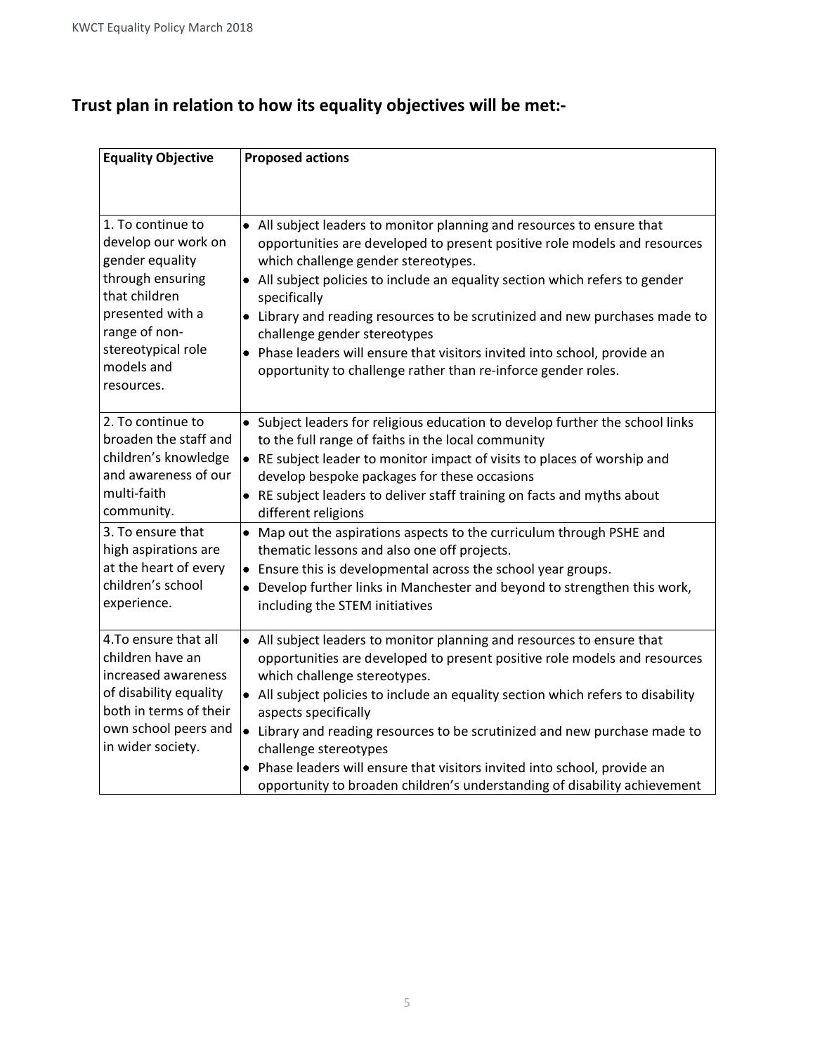## Trust plan in relation to how its equality objectives will be met:-

| Equality Objective | Proposed actions |
|---|---|
| 1. To continue to develop our work on gender equality through ensuring that children presented with a range of non-stereotypical role models and resources. | • All subject leaders to monitor planning and resources to ensure that opportunities are developed to present positive role models and resources which challenge gender stereotypes.<br>• All subject policies to include an equality section which refers to gender specifically<br>• Library and reading resources to be scrutinized and new purchases made to challenge gender stereotypes<br>• Phase leaders will ensure that visitors invited into school, provide an opportunity to challenge rather than re-inforce gender roles. |
| 2. To continue to broaden the staff and children's knowledge and awareness of our multi-faith community. | • Subject leaders for religious education to develop further the school links to the full range of faiths in the local community<br>• RE subject leader to monitor impact of visits to places of worship and develop bespoke packages for these occasions<br>• RE subject leaders to deliver staff training on facts and myths about different religions |
| 3. To ensure that high aspirations are at the heart of every children's school experience. | • Map out the aspirations aspects to the curriculum through PSHE and thematic lessons and also one off projects.<br>• Ensure this is developmental across the school year groups.<br>• Develop further links in Manchester and beyond to strengthen this work, including the STEM initiatives |
| 4.To ensure that all children have an increased awareness of disability equality both in terms of their own school peers and in wider society. | • All subject leaders to monitor planning and resources to ensure that opportunities are developed to present positive role models and resources which challenge stereotypes.<br>• All subject policies to include an equality section which refers to disability aspects specifically<br>• Library and reading resources to be scrutinized and new purchase made to challenge stereotypes<br>• Phase leaders will ensure that visitors invited into school, provide an opportunity to broaden children's understanding of disability achievement |